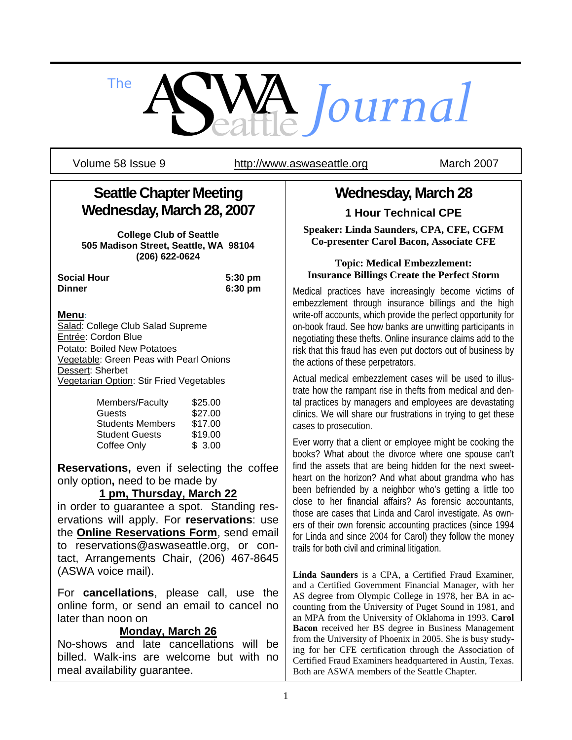# The ASWA Seattle Journal

Volume 58 Issue 9 | http://www.aswaseattle.org | March 2007

## Seattle Chapter Meeting Wednesday, March 28, 2007

**College Club of Seattle**
**505 Madison Street, Seattle, WA 98104**
**(206) 622-0624**

**Social Hour** 5:30 pm
**Dinner** 6:30 pm

**Menu**:
Salad: College Club Salad Supreme
Entrée: Cordon Blue
Potato: Boiled New Potatoes
Vegetable: Green Peas with Pearl Onions
Dessert: Sherbet
Vegetarian Option: Stir Fried Vegetables

| | |
|---|---|
| Members/Faculty | $25.00 |
| Guests | $27.00 |
| Students Members | $17.00 |
| Student Guests | $19.00 |
| Coffee Only | $ 3.00 |

**Reservations,** even if selecting the coffee only option**,** need to be made by **1 pm, Thursday, March 22** in order to guarantee a spot. Standing reservations will apply. For **reservations**: use the **Online Reservations Form**, send email to reservations@aswaseattle.org, or contact, Arrangements Chair, (206) 467-8645 (ASWA voice mail).

For **cancellations**, please call, use the online form, or send an email to cancel no later than noon on **Monday, March 26**

No-shows and late cancellations will be billed. Walk-ins are welcome but with no meal availability guarantee.

## Wednesday, March 28

### 1 Hour Technical CPE

**Speaker: Linda Saunders, CPA, CFE, CGFM**
**Co-presenter Carol Bacon, Associate CFE**

**Topic: Medical Embezzlement: Insurance Billings Create the Perfect Storm**

Medical practices have increasingly become victims of embezzlement through insurance billings and the high write-off accounts, which provide the perfect opportunity for on-book fraud. See how banks are unwitting participants in negotiating these thefts. Online insurance claims add to the risk that this fraud has even put doctors out of business by the actions of these perpetrators.

Actual medical embezzlement cases will be used to illustrate how the rampant rise in thefts from medical and dental practices by managers and employees are devastating clinics. We will share our frustrations in trying to get these cases to prosecution.

Ever worry that a client or employee might be cooking the books? What about the divorce where one spouse can't find the assets that are being hidden for the next sweetheart on the horizon? And what about grandma who has been befriended by a neighbor who's getting a little too close to her financial affairs? As forensic accountants, those are cases that Linda and Carol investigate. As owners of their own forensic accounting practices (since 1994 for Linda and since 2004 for Carol) they follow the money trails for both civil and criminal litigation.

**Linda Saunders** is a CPA, a Certified Fraud Examiner, and a Certified Government Financial Manager, with her AS degree from Olympic College in 1978, her BA in accounting from the University of Puget Sound in 1981, and an MPA from the University of Oklahoma in 1993. **Carol Bacon** received her BS degree in Business Management from the University of Phoenix in 2005. She is busy studying for her CFE certification through the Association of Certified Fraud Examiners headquartered in Austin, Texas. Both are ASWA members of the Seattle Chapter.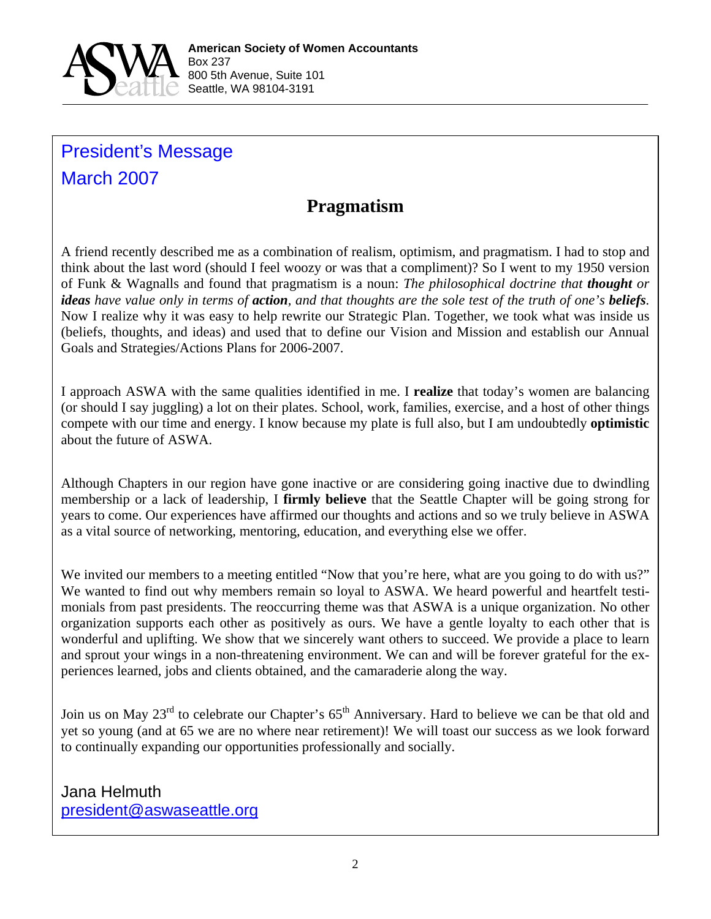**American Society of Women Accountants**
Box 237
800 5th Avenue, Suite 101
Seattle, WA 98104-3191

## President's Message
## March 2007

# Pragmatism

A friend recently described me as a combination of realism, optimism, and pragmatism. I had to stop and think about the last word (should I feel woozy or was that a compliment)? So I went to my 1950 version of Funk & Wagnalls and found that pragmatism is a noun: *The philosophical doctrine that **thought** or **ideas** have value only in terms of **action**, and that thoughts are the sole test of the truth of one's **beliefs**.* Now I realize why it was easy to help rewrite our Strategic Plan. Together, we took what was inside us (beliefs, thoughts, and ideas) and used that to define our Vision and Mission and establish our Annual Goals and Strategies/Actions Plans for 2006-2007.

I approach ASWA with the same qualities identified in me. I **realize** that today's women are balancing (or should I say juggling) a lot on their plates. School, work, families, exercise, and a host of other things compete with our time and energy. I know because my plate is full also, but I am undoubtedly **optimistic** about the future of ASWA.

Although Chapters in our region have gone inactive or are considering going inactive due to dwindling membership or a lack of leadership, I **firmly believe** that the Seattle Chapter will be going strong for years to come. Our experiences have affirmed our thoughts and actions and so we truly believe in ASWA as a vital source of networking, mentoring, education, and everything else we offer.

We invited our members to a meeting entitled "Now that you're here, what are you going to do with us?" We wanted to find out why members remain so loyal to ASWA. We heard powerful and heartfelt testimonials from past presidents. The reoccurring theme was that ASWA is a unique organization. No other organization supports each other as positively as ours. We have a gentle loyalty to each other that is wonderful and uplifting. We show that we sincerely want others to succeed. We provide a place to learn and sprout your wings in a non-threatening environment. We can and will be forever grateful for the experiences learned, jobs and clients obtained, and the camaraderie along the way.

Join us on May 23rd to celebrate our Chapter's 65th Anniversary. Hard to believe we can be that old and yet so young (and at 65 we are no where near retirement)! We will toast our success as we look forward to continually expanding our opportunities professionally and socially.

Jana Helmuth
president@aswaseattle.org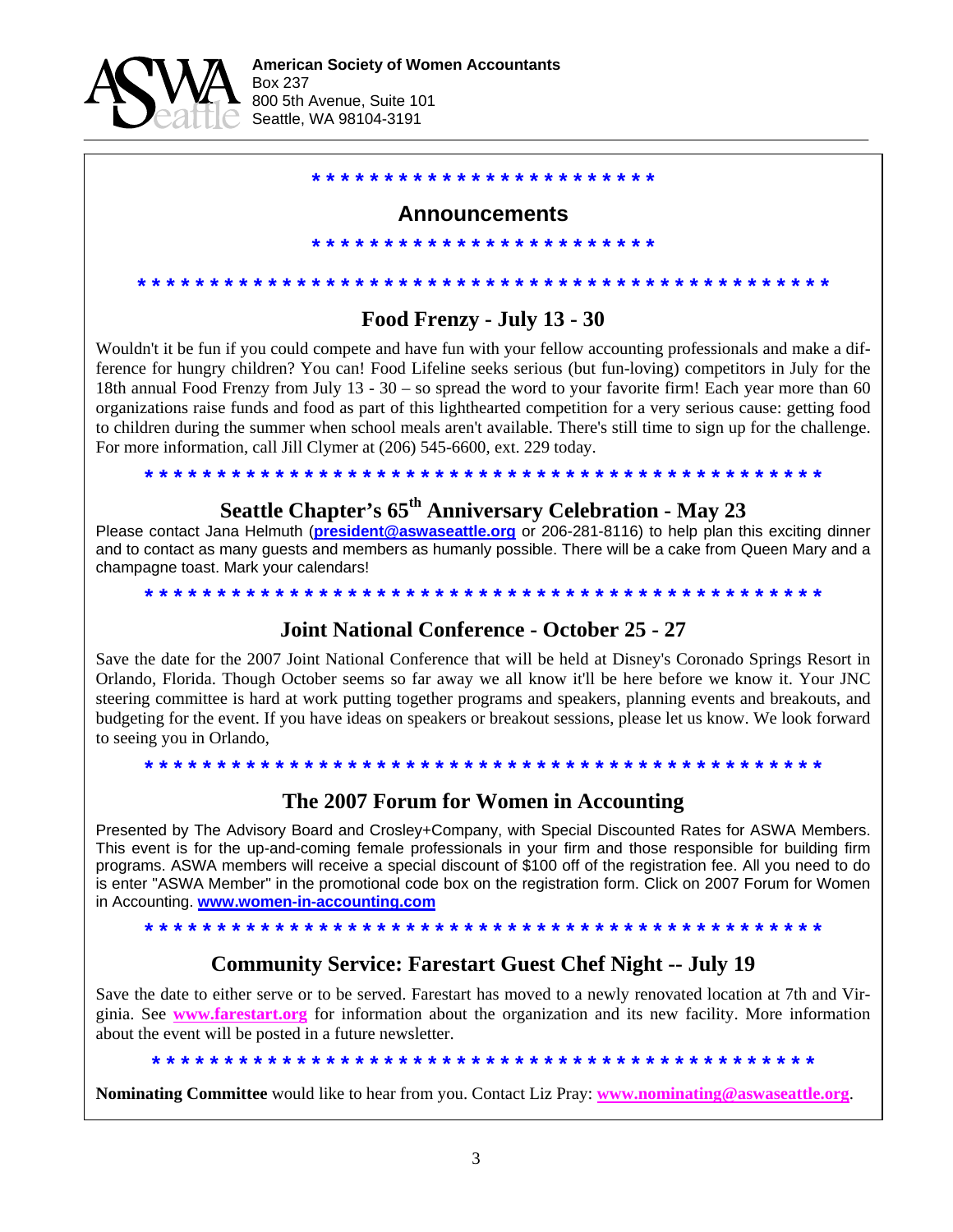**American Society of Women Accountants**
Box 237
800 5th Avenue, Suite 101
Seattle, WA 98104-3191

* * * * * * * * * * * * * * * * * * * * * * * *

## Announcements

* * * * * * * * * * * * * * * * * * * * * * * *

* * * * * * * * * * * * * * * * * * * * * * * * * * * * * * * * * * * * * * * * * * * * * * *

### Food Frenzy - July 13 - 30

Wouldn't it be fun if you could compete and have fun with your fellow accounting professionals and make a difference for hungry children? You can! Food Lifeline seeks serious (but fun-loving) competitors in July for the 18th annual Food Frenzy from July 13 - 30 – so spread the word to your favorite firm! Each year more than 60 organizations raise funds and food as part of this lighthearted competition for a very serious cause: getting food to children during the summer when school meals aren't available. There's still time to sign up for the challenge. For more information, call Jill Clymer at (206) 545-6600, ext. 229 today.

* * * * * * * * * * * * * * * * * * * * * * * * * * * * * * * * * * * * * * * * * * * * * *

### Seattle Chapter's 65th Anniversary Celebration - May 23

Please contact Jana Helmuth (**president@aswaseattle.org** or 206-281-8116) to help plan this exciting dinner and to contact as many guests and members as humanly possible. There will be a cake from Queen Mary and a champagne toast. Mark your calendars!

* * * * * * * * * * * * * * * * * * * * * * * * * * * * * * * * * * * * * * * * * * * * * *

### Joint National Conference - October 25 - 27

Save the date for the 2007 Joint National Conference that will be held at Disney's Coronado Springs Resort in Orlando, Florida. Though October seems so far away we all know it'll be here before we know it. Your JNC steering committee is hard at work putting together programs and speakers, planning events and breakouts, and budgeting for the event. If you have ideas on speakers or breakout sessions, please let us know. We look forward to seeing you in Orlando,

* * * * * * * * * * * * * * * * * * * * * * * * * * * * * * * * * * * * * * * * * * * * * *

### The 2007 Forum for Women in Accounting

Presented by The Advisory Board and Crosley+Company, with Special Discounted Rates for ASWA Members. This event is for the up-and-coming female professionals in your firm and those responsible for building firm programs. ASWA members will receive a special discount of $100 off of the registration fee. All you need to do is enter "ASWA Member" in the promotional code box on the registration form. Click on 2007 Forum for Women in Accounting. **www.women-in-accounting.com**

* * * * * * * * * * * * * * * * * * * * * * * * * * * * * * * * * * * * * * * * * * * * * *

### Community Service: Farestart Guest Chef Night -- July 19

Save the date to either serve or to be served. Farestart has moved to a newly renovated location at 7th and Virginia. See **www.farestart.org** for information about the organization and its new facility. More information about the event will be posted in a future newsletter.

* * * * * * * * * * * * * * * * * * * * * * * * * * * * * * * * * * * * * * * * * * * * * *

**Nominating Committee** would like to hear from you. Contact Liz Pray: **www.nominating@aswaseattle.org**.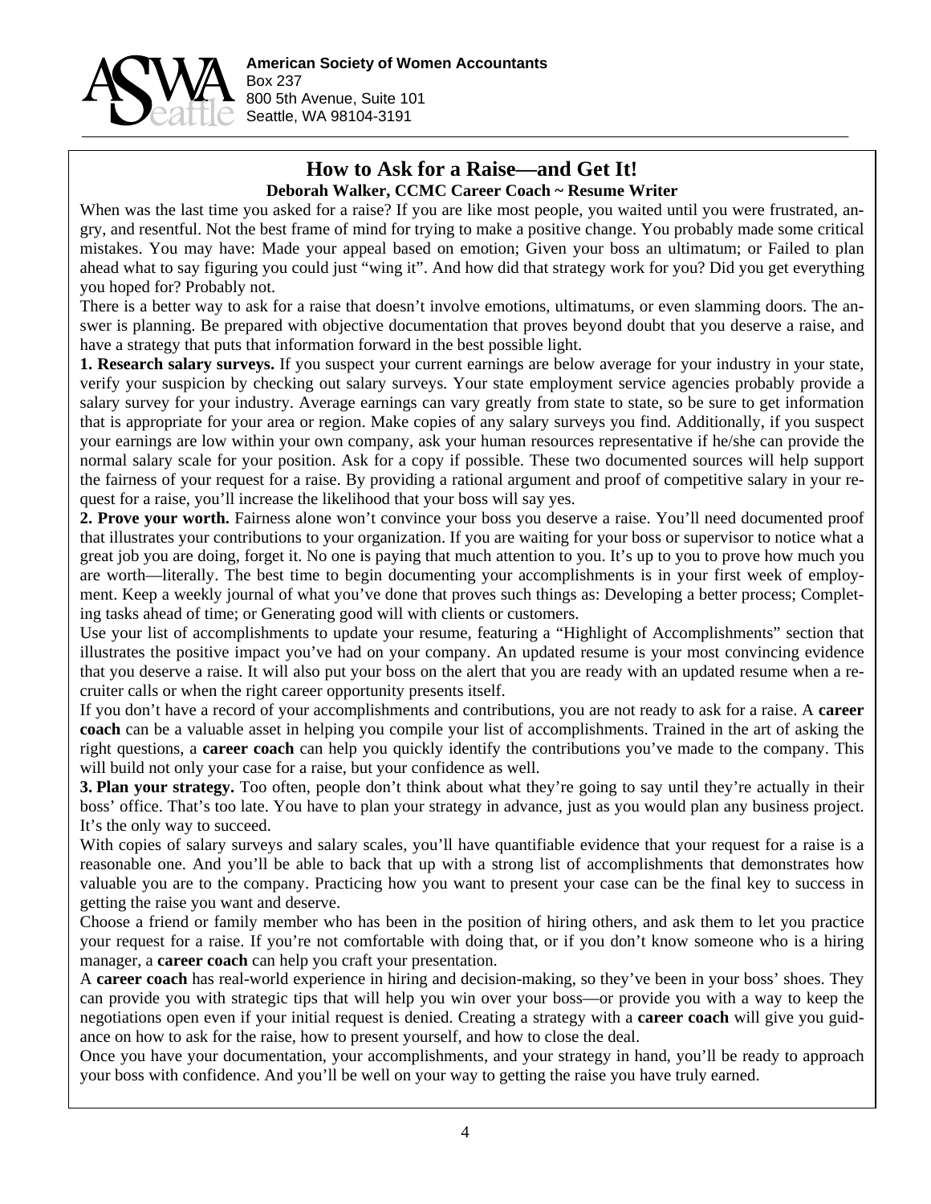**American Society of Women Accountants**
Box 237
800 5th Avenue, Suite 101
Seattle, WA 98104-3191

# How to Ask for a Raise—and Get It!

**Deborah Walker, CCMC Career Coach ~ Resume Writer**

When was the last time you asked for a raise? If you are like most people, you waited until you were frustrated, angry, and resentful. Not the best frame of mind for trying to make a positive change. You probably made some critical mistakes. You may have: Made your appeal based on emotion; Given your boss an ultimatum; or Failed to plan ahead what to say figuring you could just "wing it". And how did that strategy work for you? Did you get everything you hoped for? Probably not.

There is a better way to ask for a raise that doesn't involve emotions, ultimatums, or even slamming doors. The answer is planning. Be prepared with objective documentation that proves beyond doubt that you deserve a raise, and have a strategy that puts that information forward in the best possible light.

**1. Research salary surveys.** If you suspect your current earnings are below average for your industry in your state, verify your suspicion by checking out salary surveys. Your state employment service agencies probably provide a salary survey for your industry. Average earnings can vary greatly from state to state, so be sure to get information that is appropriate for your area or region. Make copies of any salary surveys you find. Additionally, if you suspect your earnings are low within your own company, ask your human resources representative if he/she can provide the normal salary scale for your position. Ask for a copy if possible. These two documented sources will help support the fairness of your request for a raise. By providing a rational argument and proof of competitive salary in your request for a raise, you'll increase the likelihood that your boss will say yes.

**2. Prove your worth.** Fairness alone won't convince your boss you deserve a raise. You'll need documented proof that illustrates your contributions to your organization. If you are waiting for your boss or supervisor to notice what a great job you are doing, forget it. No one is paying that much attention to you. It's up to you to prove how much you are worth—literally. The best time to begin documenting your accomplishments is in your first week of employment. Keep a weekly journal of what you've done that proves such things as: Developing a better process; Completing tasks ahead of time; or Generating good will with clients or customers.

Use your list of accomplishments to update your resume, featuring a "Highlight of Accomplishments" section that illustrates the positive impact you've had on your company. An updated resume is your most convincing evidence that you deserve a raise. It will also put your boss on the alert that you are ready with an updated resume when a recruiter calls or when the right career opportunity presents itself.

If you don't have a record of your accomplishments and contributions, you are not ready to ask for a raise. A **career coach** can be a valuable asset in helping you compile your list of accomplishments. Trained in the art of asking the right questions, a **career coach** can help you quickly identify the contributions you've made to the company. This will build not only your case for a raise, but your confidence as well.

**3. Plan your strategy.** Too often, people don't think about what they're going to say until they're actually in their boss' office. That's too late. You have to plan your strategy in advance, just as you would plan any business project. It's the only way to succeed.

With copies of salary surveys and salary scales, you'll have quantifiable evidence that your request for a raise is a reasonable one. And you'll be able to back that up with a strong list of accomplishments that demonstrates how valuable you are to the company. Practicing how you want to present your case can be the final key to success in getting the raise you want and deserve.

Choose a friend or family member who has been in the position of hiring others, and ask them to let you practice your request for a raise. If you're not comfortable with doing that, or if you don't know someone who is a hiring manager, a **career coach** can help you craft your presentation.

A **career coach** has real-world experience in hiring and decision-making, so they've been in your boss' shoes. They can provide you with strategic tips that will help you win over your boss—or provide you with a way to keep the negotiations open even if your initial request is denied. Creating a strategy with a **career coach** will give you guidance on how to ask for the raise, how to present yourself, and how to close the deal.

Once you have your documentation, your accomplishments, and your strategy in hand, you'll be ready to approach your boss with confidence. And you'll be well on your way to getting the raise you have truly earned.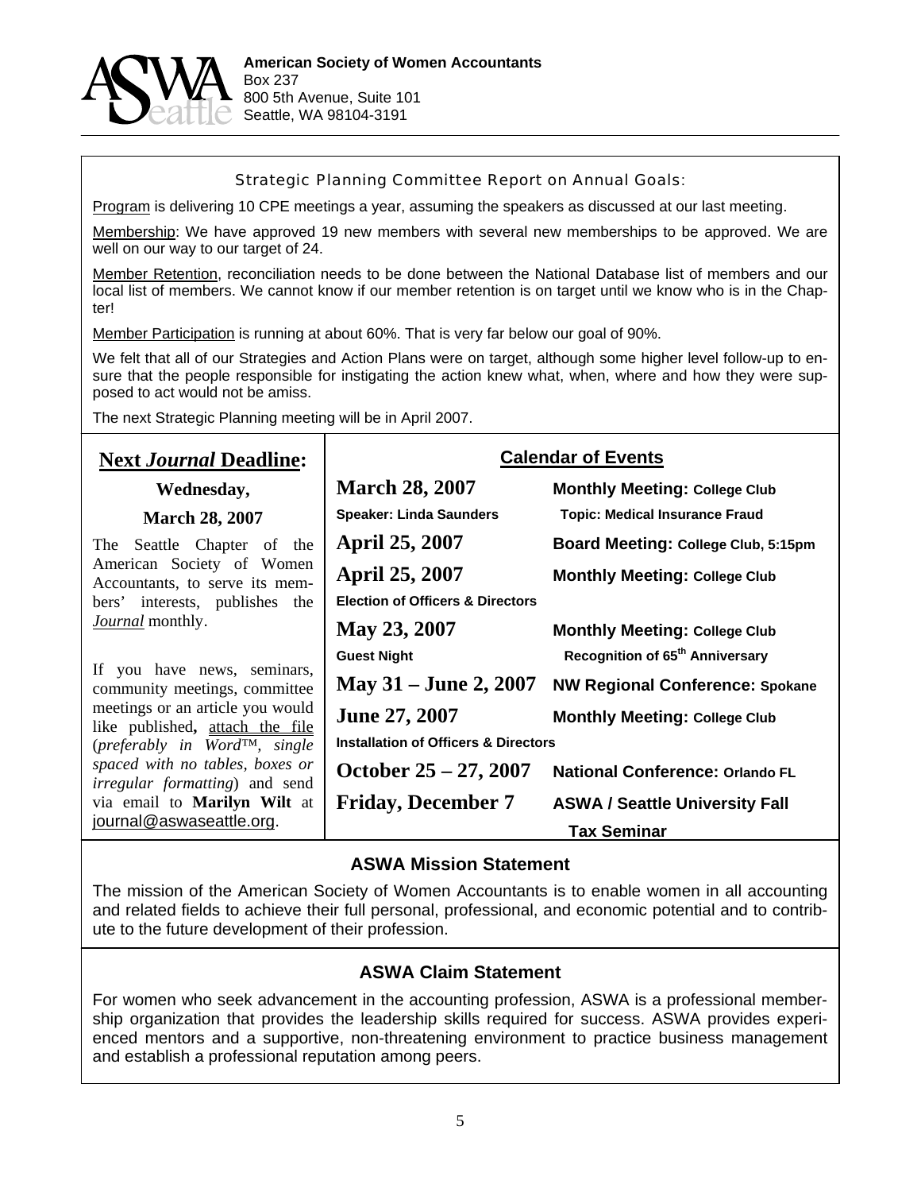**American Society of Women Accountants**
Box 237
800 5th Avenue, Suite 101
Seattle, WA 98104-3191

## Strategic Planning Committee Report on Annual Goals:

Program is delivering 10 CPE meetings a year, assuming the speakers as discussed at our last meeting.

Membership: We have approved 19 new members with several new memberships to be approved. We are well on our way to our target of 24.

Member Retention, reconciliation needs to be done between the National Database list of members and our local list of members. We cannot know if our member retention is on target until we know who is in the Chapter!

Member Participation is running at about 60%. That is very far below our goal of 90%.

We felt that all of our Strategies and Action Plans were on target, although some higher level follow-up to ensure that the people responsible for instigating the action knew what, when, where and how they were supposed to act would not be amiss.

The next Strategic Planning meeting will be in April 2007.

## Next *Journal* Deadline:

**Wednesday,**

**March 28, 2007**

The Seattle Chapter of the American Society of Women Accountants, to serve its members' interests, publishes the *Journal* monthly.

If you have news, seminars, community meetings, committee meetings or an article you would like published**,** attach the file (*preferably in Word™, single spaced with no tables, boxes or irregular formatting*) and send via email to **Marilyn Wilt** at journal@aswaseattle.org.

## Calendar of Events

**March 28, 2007** — **Monthly Meeting: College Club**
**Speaker: Linda Saunders** — **Topic: Medical Insurance Fraud**

**April 25, 2007** — **Board Meeting: College Club, 5:15pm**

**April 25, 2007** — **Monthly Meeting: College Club**
**Election of Officers & Directors**

**May 23, 2007** — **Monthly Meeting: College Club**
**Guest Night** — **Recognition of 65th Anniversary**

**May 31 – June 2, 2007** — **NW Regional Conference: Spokane**

**June 27, 2007** — **Monthly Meeting: College Club**
**Installation of Officers & Directors**

**October 25 – 27, 2007** — **National Conference: Orlando FL**

**Friday, December 7** — **ASWA / Seattle University Fall Tax Seminar**

## ASWA Mission Statement

The mission of the American Society of Women Accountants is to enable women in all accounting and related fields to achieve their full personal, professional, and economic potential and to contribute to the future development of their profession.

## ASWA Claim Statement

For women who seek advancement in the accounting profession, ASWA is a professional membership organization that provides the leadership skills required for success. ASWA provides experienced mentors and a supportive, non-threatening environment to practice business management and establish a professional reputation among peers.